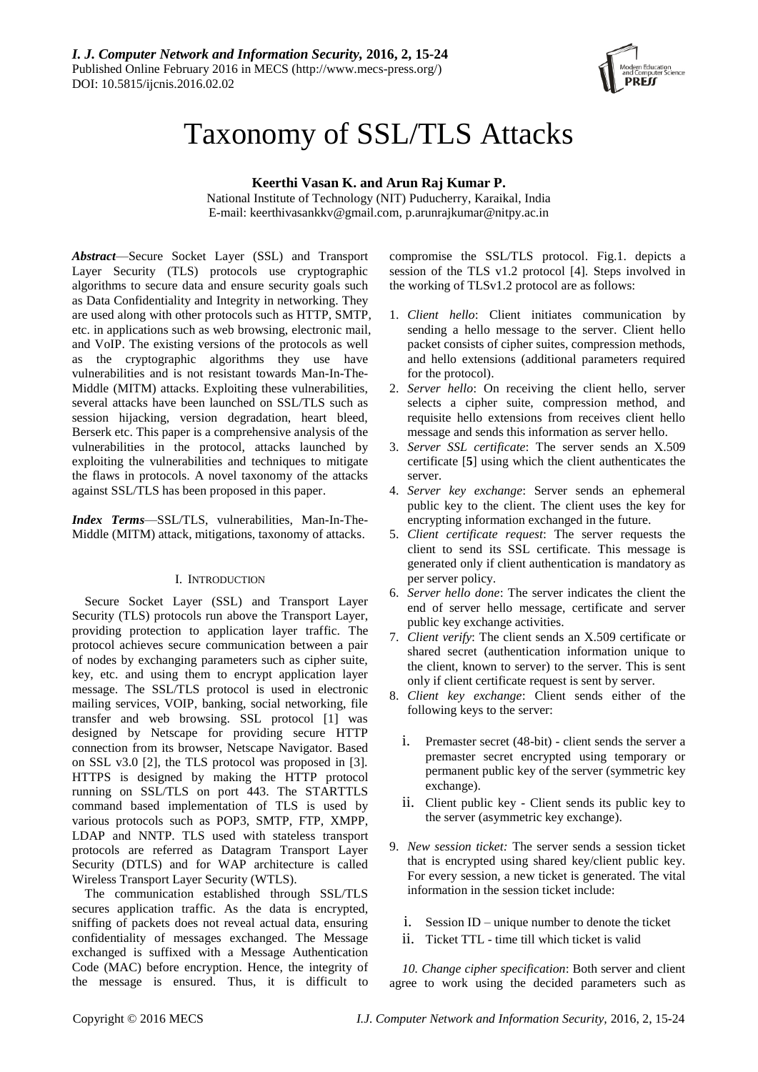# Taxonomy of SSL/TLS Attacks

**Keerthi Vasan K. and Arun Raj Kumar P.**

National Institute of Technology (NIT) Puducherry, Karaikal, India
E-mail: keerthivasankkv@gmail.com, p.arunrajkumar@nitpy.ac.in

***Abstract***—Secure Socket Layer (SSL) and Transport Layer Security (TLS) protocols use cryptographic algorithms to secure data and ensure security goals such as Data Confidentiality and Integrity in networking. They are used along with other protocols such as HTTP, SMTP, etc. in applications such as web browsing, electronic mail, and VoIP. The existing versions of the protocols as well as the cryptographic algorithms they use have vulnerabilities and is not resistant towards Man-In-The-Middle (MITM) attacks. Exploiting these vulnerabilities, several attacks have been launched on SSL/TLS such as session hijacking, version degradation, heart bleed, Berserk etc. This paper is a comprehensive analysis of the vulnerabilities in the protocol, attacks launched by exploiting the vulnerabilities and techniques to mitigate the flaws in protocols. A novel taxonomy of the attacks against SSL/TLS has been proposed in this paper.

***Index Terms***—SSL/TLS, vulnerabilities, Man-In-The-Middle (MITM) attack, mitigations, taxonomy of attacks.

## I. Introduction

Secure Socket Layer (SSL) and Transport Layer Security (TLS) protocols run above the Transport Layer, providing protection to application layer traffic. The protocol achieves secure communication between a pair of nodes by exchanging parameters such as cipher suite, key, etc. and using them to encrypt application layer message. The SSL/TLS protocol is used in electronic mailing services, VOIP, banking, social networking, file transfer and web browsing. SSL protocol [1] was designed by Netscape for providing secure HTTP connection from its browser, Netscape Navigator. Based on SSL v3.0 [2], the TLS protocol was proposed in [3]. HTTPS is designed by making the HTTP protocol running on SSL/TLS on port 443. The STARTTLS command based implementation of TLS is used by various protocols such as POP3, SMTP, FTP, XMPP, LDAP and NNTP. TLS used with stateless transport protocols are referred as Datagram Transport Layer Security (DTLS) and for WAP architecture is called Wireless Transport Layer Security (WTLS).

The communication established through SSL/TLS secures application traffic. As the data is encrypted, sniffing of packets does not reveal actual data, ensuring confidentiality of messages exchanged. The Message exchanged is suffixed with a Message Authentication Code (MAC) before encryption. Hence, the integrity of the message is ensured. Thus, it is difficult to compromise the SSL/TLS protocol. Fig.1. depicts a session of the TLS v1.2 protocol [4]. Steps involved in the working of TLSv1.2 protocol are as follows:

1. *Client hello*: Client initiates communication by sending a hello message to the server. Client hello packet consists of cipher suites, compression methods, and hello extensions (additional parameters required for the protocol).
2. *Server hello*: On receiving the client hello, server selects a cipher suite, compression method, and requisite hello extensions from receives client hello message and sends this information as server hello.
3. *Server SSL certificate*: The server sends an X.509 certificate [**5**] using which the client authenticates the server.
4. *Server key exchange*: Server sends an ephemeral public key to the client. The client uses the key for encrypting information exchanged in the future.
5. *Client certificate request*: The server requests the client to send its SSL certificate. This message is generated only if client authentication is mandatory as per server policy.
6. *Server hello done*: The server indicates the client the end of server hello message, certificate and server public key exchange activities.
7. *Client verify*: The client sends an X.509 certificate or shared secret (authentication information unique to the client, known to server) to the server. This is sent only if client certificate request is sent by server.
8. *Client key exchange*: Client sends either of the following keys to the server:
   1. Premaster secret (48-bit) - client sends the server a premaster secret encrypted using temporary or permanent public key of the server (symmetric key exchange).
   2. Client public key - Client sends its public key to the server (asymmetric key exchange).
9. *New session ticket:* The server sends a session ticket that is encrypted using shared key/client public key. For every session, a new ticket is generated. The vital information in the session ticket include:
   1. Session ID – unique number to denote the ticket
   2. Ticket TTL - time till which ticket is valid

*10. Change cipher specification*: Both server and client agree to work using the decided parameters such as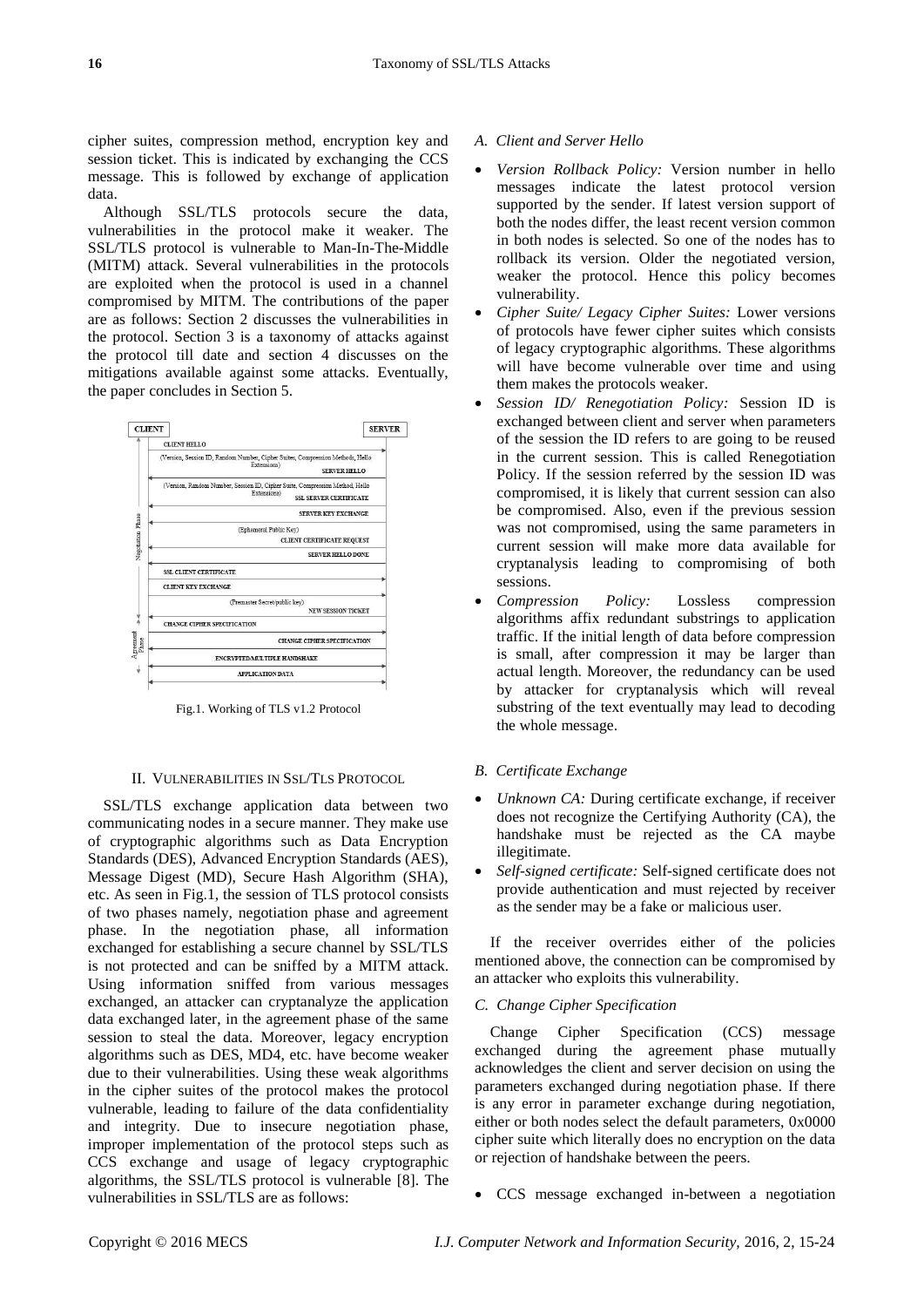cipher suites, compression method, encryption key and session ticket. This is indicated by exchanging the CCS message. This is followed by exchange of application data.

Although SSL/TLS protocols secure the data, vulnerabilities in the protocol make it weaker. The SSL/TLS protocol is vulnerable to Man-In-The-Middle (MITM) attack. Several vulnerabilities in the protocols are exploited when the protocol is used in a channel compromised by MITM. The contributions of the paper are as follows: Section 2 discusses the vulnerabilities in the protocol. Section 3 is a taxonomy of attacks against the protocol till date and section 4 discusses on the mitigations available against some attacks. Eventually, the paper concludes in Section 5.

Fig.1. Working of TLS v1.2 Protocol

## II. Vulnerabilities in SSL/TLS Protocol

SSL/TLS exchange application data between two communicating nodes in a secure manner. They make use of cryptographic algorithms such as Data Encryption Standards (DES), Advanced Encryption Standards (AES), Message Digest (MD), Secure Hash Algorithm (SHA), etc. As seen in Fig.1, the session of TLS protocol consists of two phases namely, negotiation phase and agreement phase. In the negotiation phase, all information exchanged for establishing a secure channel by SSL/TLS is not protected and can be sniffed by a MITM attack. Using information sniffed from various messages exchanged, an attacker can cryptanalyze the application data exchanged later, in the agreement phase of the same session to steal the data. Moreover, legacy encryption algorithms such as DES, MD4, etc. have become weaker due to their vulnerabilities. Using these weak algorithms in the cipher suites of the protocol makes the protocol vulnerable, leading to failure of the data confidentiality and integrity. Due to insecure negotiation phase, improper implementation of the protocol steps such as CCS exchange and usage of legacy cryptographic algorithms, the SSL/TLS protocol is vulnerable [8]. The vulnerabilities in SSL/TLS are as follows:

### A. Client and Server Hello

- *Version Rollback Policy:* Version number in hello messages indicate the latest protocol version supported by the sender. If latest version support of both the nodes differ, the least recent version common in both nodes is selected. So one of the nodes has to rollback its version. Older the negotiated version, weaker the protocol. Hence this policy becomes vulnerability.
- *Cipher Suite/ Legacy Cipher Suites:* Lower versions of protocols have fewer cipher suites which consists of legacy cryptographic algorithms. These algorithms will have become vulnerable over time and using them makes the protocols weaker.
- *Session ID/ Renegotiation Policy:* Session ID is exchanged between client and server when parameters of the session the ID refers to are going to be reused in the current session. This is called Renegotiation Policy. If the session referred by the session ID was compromised, it is likely that current session can also be compromised. Also, even if the previous session was not compromised, using the same parameters in current session will make more data available for cryptanalysis leading to compromising of both sessions.
- *Compression Policy:* Lossless compression algorithms affix redundant substrings to application traffic. If the initial length of data before compression is small, after compression it may be larger than actual length. Moreover, the redundancy can be used by attacker for cryptanalysis which will reveal substring of the text eventually may lead to decoding the whole message.

### B. Certificate Exchange

- *Unknown CA:* During certificate exchange, if receiver does not recognize the Certifying Authority (CA), the handshake must be rejected as the CA maybe illegitimate.
- *Self-signed certificate:* Self-signed certificate does not provide authentication and must rejected by receiver as the sender may be a fake or malicious user.

If the receiver overrides either of the policies mentioned above, the connection can be compromised by an attacker who exploits this vulnerability.

### C. Change Cipher Specification

Change Cipher Specification (CCS) message exchanged during the agreement phase mutually acknowledges the client and server decision on using the parameters exchanged during negotiation phase. If there is any error in parameter exchange during negotiation, either or both nodes select the default parameters, 0x0000 cipher suite which literally does no encryption on the data or rejection of handshake between the peers.

- CCS message exchanged in-between a negotiation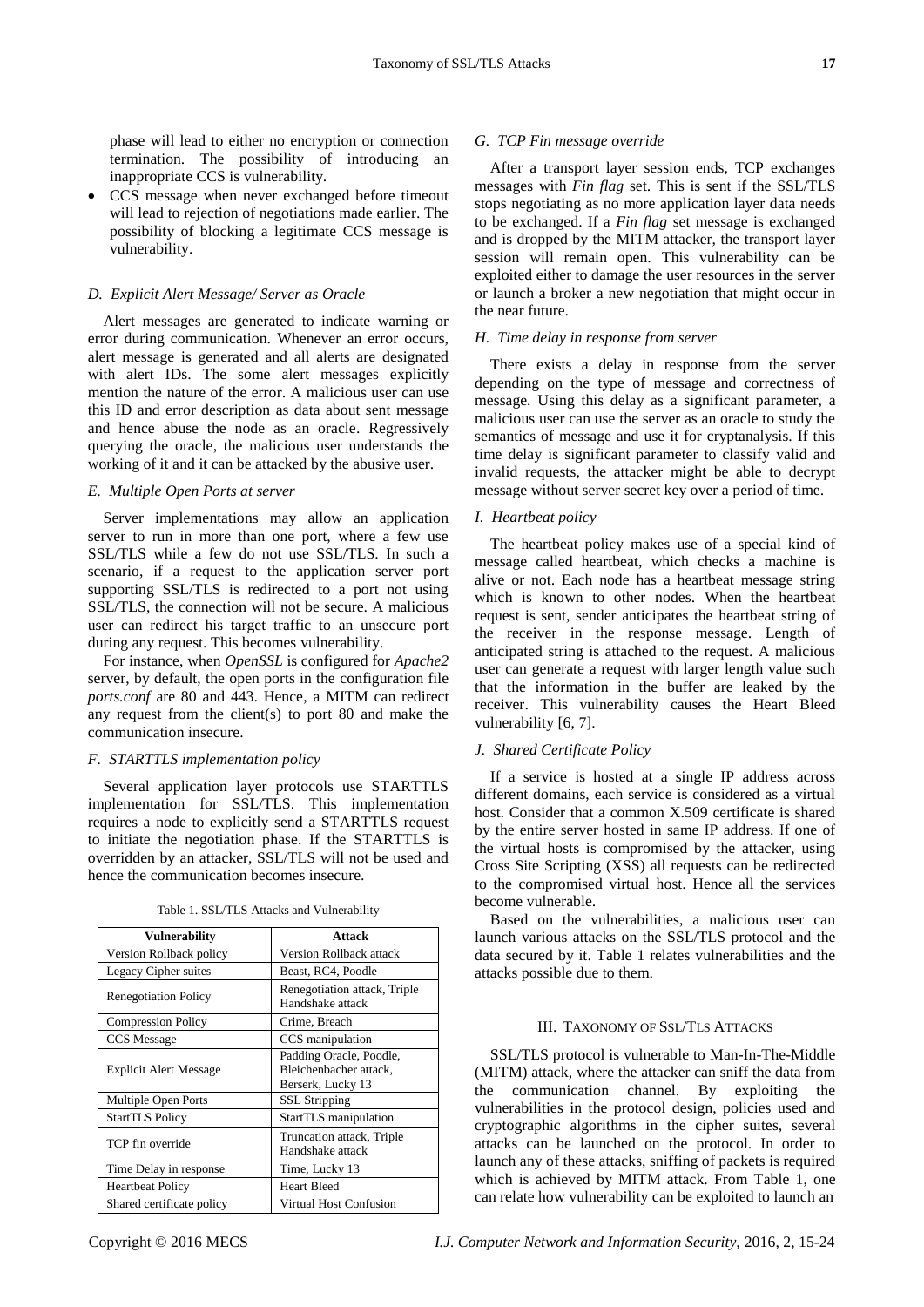phase will lead to either no encryption or connection termination. The possibility of introducing an inappropriate CCS is vulnerability.

- CCS message when never exchanged before timeout will lead to rejection of negotiations made earlier. The possibility of blocking a legitimate CCS message is vulnerability.

### *D. Explicit Alert Message/ Server as Oracle*

Alert messages are generated to indicate warning or error during communication. Whenever an error occurs, alert message is generated and all alerts are designated with alert IDs. The some alert messages explicitly mention the nature of the error. A malicious user can use this ID and error description as data about sent message and hence abuse the node as an oracle. Regressively querying the oracle, the malicious user understands the working of it and it can be attacked by the abusive user.

### *E. Multiple Open Ports at server*

Server implementations may allow an application server to run in more than one port, where a few use SSL/TLS while a few do not use SSL/TLS. In such a scenario, if a request to the application server port supporting SSL/TLS is redirected to a port not using SSL/TLS, the connection will not be secure. A malicious user can redirect his target traffic to an unsecure port during any request. This becomes vulnerability.

For instance, when *OpenSSL* is configured for *Apache2* server, by default, the open ports in the configuration file *ports.conf* are 80 and 443. Hence, a MITM can redirect any request from the client(s) to port 80 and make the communication insecure.

### *F. STARTTLS implementation policy*

Several application layer protocols use STARTTLS implementation for SSL/TLS. This implementation requires a node to explicitly send a STARTTLS request to initiate the negotiation phase. If the STARTTLS is overridden by an attacker, SSL/TLS will not be used and hence the communication becomes insecure.

Table 1. SSL/TLS Attacks and Vulnerability

| Vulnerability | Attack |
|---|---|
| Version Rollback policy | Version Rollback attack |
| Legacy Cipher suites | Beast, RC4, Poodle |
| Renegotiation Policy | Renegotiation attack, Triple Handshake attack |
| Compression Policy | Crime, Breach |
| CCS Message | CCS manipulation |
| Explicit Alert Message | Padding Oracle, Poodle, Bleichenbacher attack, Berserk, Lucky 13 |
| Multiple Open Ports | SSL Stripping |
| StartTLS Policy | StartTLS manipulation |
| TCP fin override | Truncation attack, Triple Handshake attack |
| Time Delay in response | Time, Lucky 13 |
| Heartbeat Policy | Heart Bleed |
| Shared certificate policy | Virtual Host Confusion |

### *G. TCP Fin message override*

After a transport layer session ends, TCP exchanges messages with *Fin flag* set. This is sent if the SSL/TLS stops negotiating as no more application layer data needs to be exchanged. If a *Fin flag* set message is exchanged and is dropped by the MITM attacker, the transport layer session will remain open. This vulnerability can be exploited either to damage the user resources in the server or launch a broker a new negotiation that might occur in the near future.

### *H. Time delay in response from server*

There exists a delay in response from the server depending on the type of message and correctness of message. Using this delay as a significant parameter, a malicious user can use the server as an oracle to study the semantics of message and use it for cryptanalysis. If this time delay is significant parameter to classify valid and invalid requests, the attacker might be able to decrypt message without server secret key over a period of time.

### *I. Heartbeat policy*

The heartbeat policy makes use of a special kind of message called heartbeat, which checks a machine is alive or not. Each node has a heartbeat message string which is known to other nodes. When the heartbeat request is sent, sender anticipates the heartbeat string of the receiver in the response message. Length of anticipated string is attached to the request. A malicious user can generate a request with larger length value such that the information in the buffer are leaked by the receiver. This vulnerability causes the Heart Bleed vulnerability [6, 7].

### *J. Shared Certificate Policy*

If a service is hosted at a single IP address across different domains, each service is considered as a virtual host. Consider that a common X.509 certificate is shared by the entire server hosted in same IP address. If one of the virtual hosts is compromised by the attacker, using Cross Site Scripting (XSS) all requests can be redirected to the compromised virtual host. Hence all the services become vulnerable.

Based on the vulnerabilities, a malicious user can launch various attacks on the SSL/TLS protocol and the data secured by it. Table 1 relates vulnerabilities and the attacks possible due to them.

## III. Taxonomy of SSL/TLS Attacks

SSL/TLS protocol is vulnerable to Man-In-The-Middle (MITM) attack, where the attacker can sniff the data from the communication channel. By exploiting the vulnerabilities in the protocol design, policies used and cryptographic algorithms in the cipher suites, several attacks can be launched on the protocol. In order to launch any of these attacks, sniffing of packets is required which is achieved by MITM attack. From Table 1, one can relate how vulnerability can be exploited to launch an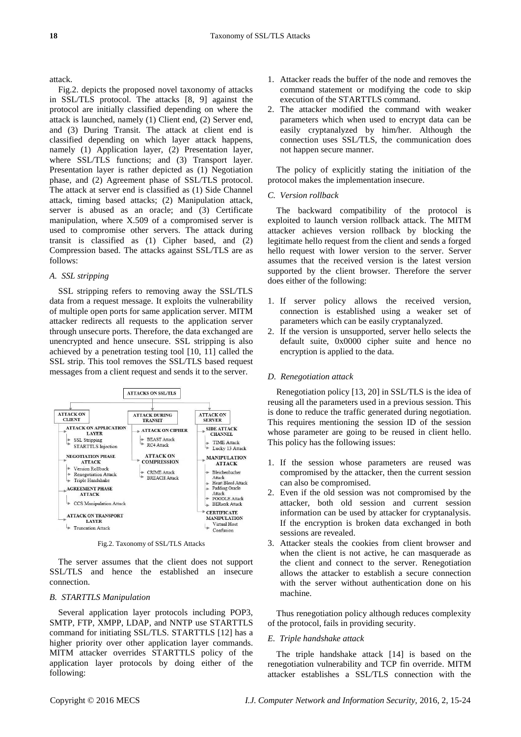attack.

Fig.2. depicts the proposed novel taxonomy of attacks in SSL/TLS protocol. The attacks [8, 9] against the protocol are initially classified depending on where the attack is launched, namely (1) Client end, (2) Server end, and (3) During Transit. The attack at client end is classified depending on which layer attack happens, namely (1) Application layer, (2) Presentation layer, where SSL/TLS functions; and (3) Transport layer. Presentation layer is rather depicted as (1) Negotiation phase, and (2) Agreement phase of SSL/TLS protocol. The attack at server end is classified as (1) Side Channel attack, timing based attacks; (2) Manipulation attack, server is abused as an oracle; and (3) Certificate manipulation, where X.509 of a compromised server is used to compromise other servers. The attack during transit is classified as (1) Cipher based, and (2) Compression based. The attacks against SSL/TLS are as follows:

### *A. SSL stripping*

SSL stripping refers to removing away the SSL/TLS data from a request message. It exploits the vulnerability of multiple open ports for same application server. MITM attacker redirects all requests to the application server through unsecure ports. Therefore, the data exchanged are unencrypted and hence unsecure. SSL stripping is also achieved by a penetration testing tool [10, 11] called the SSL strip. This tool removes the SSL/TLS based request messages from a client request and sends it to the server.

ATTACKS ON SSL/TLS

- ATTACK ON CLIENT
  - ATTACK ON APPLICATION LAYER
    - SSL Stripping
    - STARTTLS Injection
  - NEGOTIATION PHASE ATTACK
    - Version Rollback
    - Renegotiation Attack
    - Triple Handshake
  - AGREEMENT PHASE ATTACK
    - CCS Manipulation Attack
  - ATTACK ON TRANSPORT LAYER
    - Truncation Attack
- ATTACK DURING TRANSIT
  - ATTACK ON CIPHER
    - BEAST Attack
    - RC4 Attack
  - ATTACK ON COMPRESSION
    - CRIME Attack
    - BREACH Attack
- ATTACK ON SERVER
  - SIDE ATTACK CHANNEL
    - TIME Attack
    - Lucky 13 Attack
  - MANIPULATION ATTACK
    - Bleichenbacher Attack
    - Heart Bleed Attack
    - Padding Oracle Attack
    - POODLE Attack
    - BERserk Attack
  - CERTIFICATE MANIPULATION
    - Virtual Host Confusion

Fig.2. Taxonomy of SSL/TLS Attacks

The server assumes that the client does not support SSL/TLS and hence the established an insecure connection.

### *B. STARTTLS Manipulation*

Several application layer protocols including POP3, SMTP, FTP, XMPP, LDAP, and NNTP use STARTTLS command for initiating SSL/TLS. STARTTLS [12] has a higher priority over other application layer commands. MITM attacker overrides STARTTLS policy of the application layer protocols by doing either of the following:

1. Attacker reads the buffer of the node and removes the command statement or modifying the code to skip execution of the STARTTLS command.
2. The attacker modified the command with weaker parameters which when used to encrypt data can be easily cryptanalyzed by him/her. Although the connection uses SSL/TLS, the communication does not happen secure manner.

The policy of explicitly stating the initiation of the protocol makes the implementation insecure.

### *C. Version rollback*

The backward compatibility of the protocol is exploited to launch version rollback attack. The MITM attacker achieves version rollback by blocking the legitimate hello request from the client and sends a forged hello request with lower version to the server. Server assumes that the received version is the latest version supported by the client browser. Therefore the server does either of the following:

1. If server policy allows the received version, connection is established using a weaker set of parameters which can be easily cryptanalyzed.
2. If the version is unsupported, server hello selects the default suite, 0x0000 cipher suite and hence no encryption is applied to the data.

### *D. Renegotiation attack*

Renegotiation policy [13, 20] in SSL/TLS is the idea of reusing all the parameters used in a previous session. This is done to reduce the traffic generated during negotiation. This requires mentioning the session ID of the session whose parameter are going to be reused in client hello. This policy has the following issues:

1. If the session whose parameters are reused was compromised by the attacker, then the current session can also be compromised.
2. Even if the old session was not compromised by the attacker, both old session and current session information can be used by attacker for cryptanalysis. If the encryption is broken data exchanged in both sessions are revealed.
3. Attacker steals the cookies from client browser and when the client is not active, he can masquerade as the client and connect to the server. Renegotiation allows the attacker to establish a secure connection with the server without authentication done on his machine.

Thus renegotiation policy although reduces complexity of the protocol, fails in providing security.

### *E. Triple handshake attack*

The triple handshake attack [14] is based on the renegotiation vulnerability and TCP fin override. MITM attacker establishes a SSL/TLS connection with the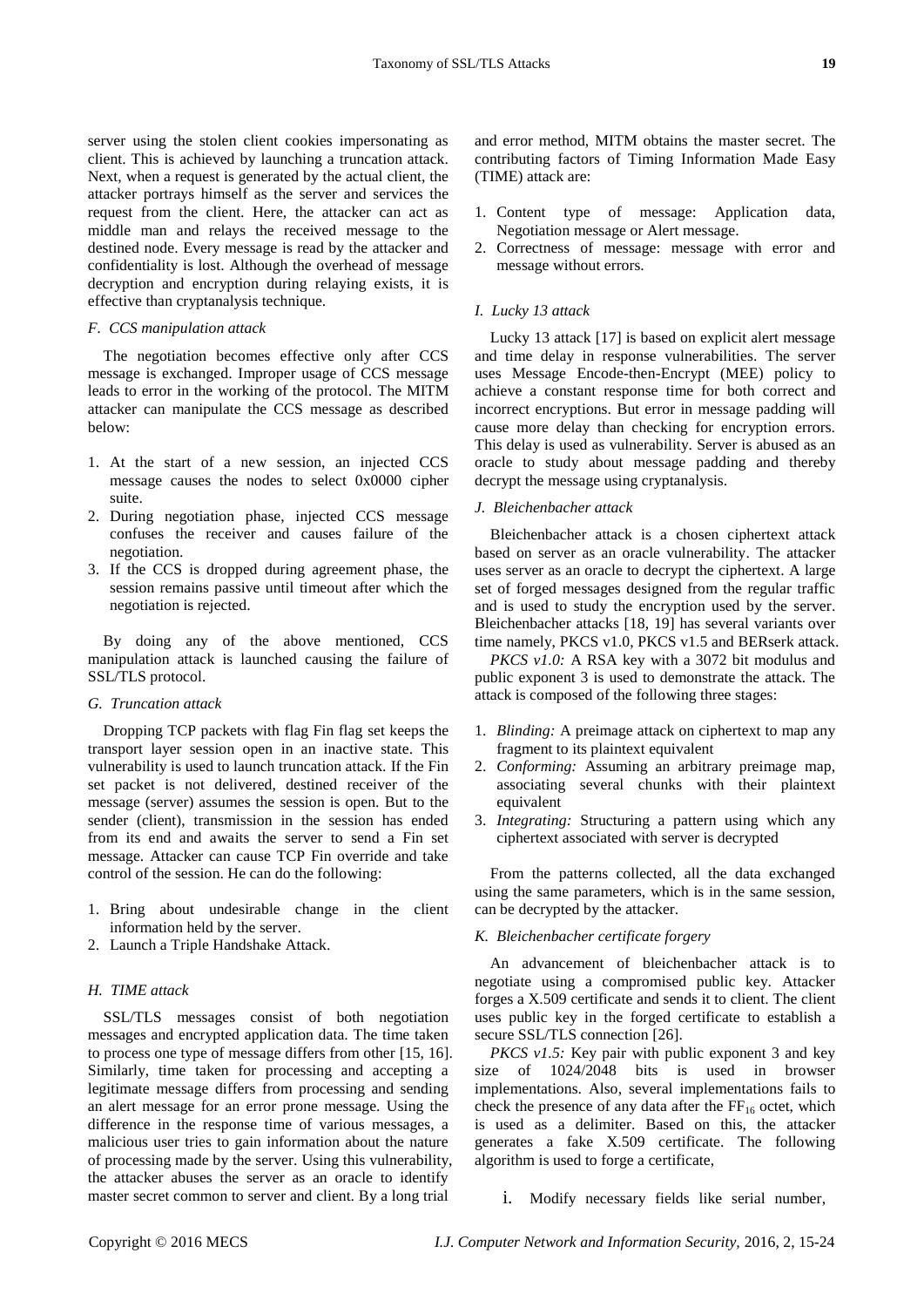server using the stolen client cookies impersonating as client. This is achieved by launching a truncation attack. Next, when a request is generated by the actual client, the attacker portrays himself as the server and services the request from the client. Here, the attacker can act as middle man and relays the received message to the destined node. Every message is read by the attacker and confidentiality is lost. Although the overhead of message decryption and encryption during relaying exists, it is effective than cryptanalysis technique.

### *F. CCS manipulation attack*

The negotiation becomes effective only after CCS message is exchanged. Improper usage of CCS message leads to error in the working of the protocol. The MITM attacker can manipulate the CCS message as described below:

1. At the start of a new session, an injected CCS message causes the nodes to select 0x0000 cipher suite.
2. During negotiation phase, injected CCS message confuses the receiver and causes failure of the negotiation.
3. If the CCS is dropped during agreement phase, the session remains passive until timeout after which the negotiation is rejected.

By doing any of the above mentioned, CCS manipulation attack is launched causing the failure of SSL/TLS protocol.

### *G. Truncation attack*

Dropping TCP packets with flag Fin flag set keeps the transport layer session open in an inactive state. This vulnerability is used to launch truncation attack. If the Fin set packet is not delivered, destined receiver of the message (server) assumes the session is open. But to the sender (client), transmission in the session has ended from its end and awaits the server to send a Fin set message. Attacker can cause TCP Fin override and take control of the session. He can do the following:

1. Bring about undesirable change in the client information held by the server.
2. Launch a Triple Handshake Attack.

### *H. TIME attack*

SSL/TLS messages consist of both negotiation messages and encrypted application data. The time taken to process one type of message differs from other [15, 16]. Similarly, time taken for processing and accepting a legitimate message differs from processing and sending an alert message for an error prone message. Using the difference in the response time of various messages, a malicious user tries to gain information about the nature of processing made by the server. Using this vulnerability, the attacker abuses the server as an oracle to identify master secret common to server and client. By a long trial and error method, MITM obtains the master secret. The contributing factors of Timing Information Made Easy (TIME) attack are:

1. Content type of message: Application data, Negotiation message or Alert message.
2. Correctness of message: message with error and message without errors.

### *I. Lucky 13 attack*

Lucky 13 attack [17] is based on explicit alert message and time delay in response vulnerabilities. The server uses Message Encode-then-Encrypt (MEE) policy to achieve a constant response time for both correct and incorrect encryptions. But error in message padding will cause more delay than checking for encryption errors. This delay is used as vulnerability. Server is abused as an oracle to study about message padding and thereby decrypt the message using cryptanalysis.

### *J. Bleichenbacher attack*

Bleichenbacher attack is a chosen ciphertext attack based on server as an oracle vulnerability. The attacker uses server as an oracle to decrypt the ciphertext. A large set of forged messages designed from the regular traffic and is used to study the encryption used by the server. Bleichenbacher attacks [18, 19] has several variants over time namely, PKCS v1.0, PKCS v1.5 and BERserk attack.

*PKCS v1.0:* A RSA key with a 3072 bit modulus and public exponent 3 is used to demonstrate the attack. The attack is composed of the following three stages:

1. *Blinding:* A preimage attack on ciphertext to map any fragment to its plaintext equivalent
2. *Conforming:* Assuming an arbitrary preimage map, associating several chunks with their plaintext equivalent
3. *Integrating:* Structuring a pattern using which any ciphertext associated with server is decrypted

From the patterns collected, all the data exchanged using the same parameters, which is in the same session, can be decrypted by the attacker.

### *K. Bleichenbacher certificate forgery*

An advancement of bleichenbacher attack is to negotiate using a compromised public key. Attacker forges a X.509 certificate and sends it to client. The client uses public key in the forged certificate to establish a secure SSL/TLS connection [26].

*PKCS v1.5:* Key pair with public exponent 3 and key size of 1024/2048 bits is used in browser implementations. Also, several implementations fails to check the presence of any data after the $FF_{16}$ octet, which is used as a delimiter. Based on this, the attacker generates a fake X.509 certificate. The following algorithm is used to forge a certificate,

i. Modify necessary fields like serial number,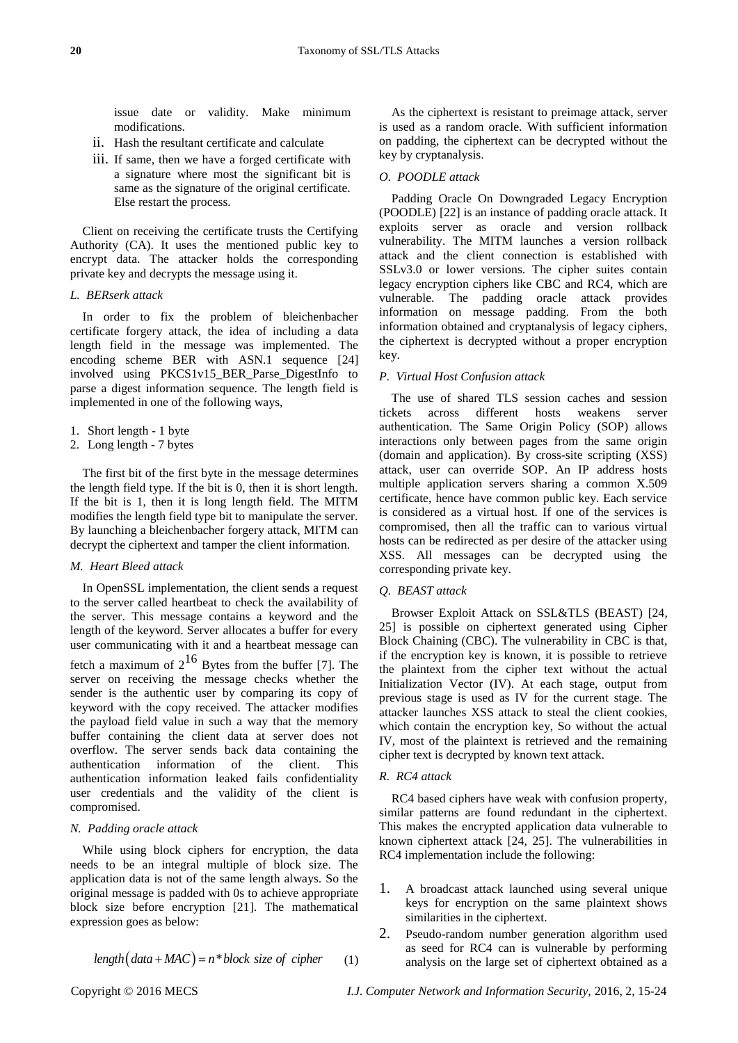issue date or validity. Make minimum modifications.

ii. Hash the resultant certificate and calculate

iii. If same, then we have a forged certificate with a signature where most the significant bit is same as the signature of the original certificate. Else restart the process.

Client on receiving the certificate trusts the Certifying Authority (CA). It uses the mentioned public key to encrypt data. The attacker holds the corresponding private key and decrypts the message using it.

### *L. BERserk attack*

In order to fix the problem of bleichenbacher certificate forgery attack, the idea of including a data length field in the message was implemented. The encoding scheme BER with ASN.1 sequence [24] involved using PKCS1v15_BER_Parse_DigestInfo to parse a digest information sequence. The length field is implemented in one of the following ways,

1. Short length - 1 byte
2. Long length - 7 bytes

The first bit of the first byte in the message determines the length field type. If the bit is 0, then it is short length. If the bit is 1, then it is long length field. The MITM modifies the length field type bit to manipulate the server. By launching a bleichenbacher forgery attack, MITM can decrypt the ciphertext and tamper the client information.

### *M. Heart Bleed attack*

In OpenSSL implementation, the client sends a request to the server called heartbeat to check the availability of the server. This message contains a keyword and the length of the keyword. Server allocates a buffer for every user communicating with it and a heartbeat message can fetch a maximum of $2^{16}$ Bytes from the buffer [7]. The server on receiving the message checks whether the sender is the authentic user by comparing its copy of keyword with the copy received. The attacker modifies the payload field value in such a way that the memory buffer containing the client data at server does not overflow. The server sends back data containing the authentication information of the client. This authentication information leaked fails confidentiality user credentials and the validity of the client is compromised.

### *N. Padding oracle attack*

While using block ciphers for encryption, the data needs to be an integral multiple of block size. The application data is not of the same length always. So the original message is padded with 0s to achieve appropriate block size before encryption [21]. The mathematical expression goes as below:

$$length(data + MAC) = n * block\ size\ of\ cipher \qquad (1)$$

As the ciphertext is resistant to preimage attack, server is used as a random oracle. With sufficient information on padding, the ciphertext can be decrypted without the key by cryptanalysis.

### *O. POODLE attack*

Padding Oracle On Downgraded Legacy Encryption (POODLE) [22] is an instance of padding oracle attack. It exploits server as oracle and version rollback vulnerability. The MITM launches a version rollback attack and the client connection is established with SSLv3.0 or lower versions. The cipher suites contain legacy encryption ciphers like CBC and RC4, which are vulnerable. The padding oracle attack provides information on message padding. From the both information obtained and cryptanalysis of legacy ciphers, the ciphertext is decrypted without a proper encryption key.

### *P. Virtual Host Confusion attack*

The use of shared TLS session caches and session tickets across different hosts weakens server authentication. The Same Origin Policy (SOP) allows interactions only between pages from the same origin (domain and application). By cross-site scripting (XSS) attack, user can override SOP. An IP address hosts multiple application servers sharing a common X.509 certificate, hence have common public key. Each service is considered as a virtual host. If one of the services is compromised, then all the traffic can to various virtual hosts can be redirected as per desire of the attacker using XSS. All messages can be decrypted using the corresponding private key.

### *Q. BEAST attack*

Browser Exploit Attack on SSL&TLS (BEAST) [24, 25] is possible on ciphertext generated using Cipher Block Chaining (CBC). The vulnerability in CBC is that, if the encryption key is known, it is possible to retrieve the plaintext from the cipher text without the actual Initialization Vector (IV). At each stage, output from previous stage is used as IV for the current stage. The attacker launches XSS attack to steal the client cookies, which contain the encryption key, So without the actual IV, most of the plaintext is retrieved and the remaining cipher text is decrypted by known text attack.

### *R. RC4 attack*

RC4 based ciphers have weak with confusion property, similar patterns are found redundant in the ciphertext. This makes the encrypted application data vulnerable to known ciphertext attack [24, 25]. The vulnerabilities in RC4 implementation include the following:

1. A broadcast attack launched using several unique keys for encryption on the same plaintext shows similarities in the ciphertext.
2. Pseudo-random number generation algorithm used as seed for RC4 can is vulnerable by performing analysis on the large set of ciphertext obtained as a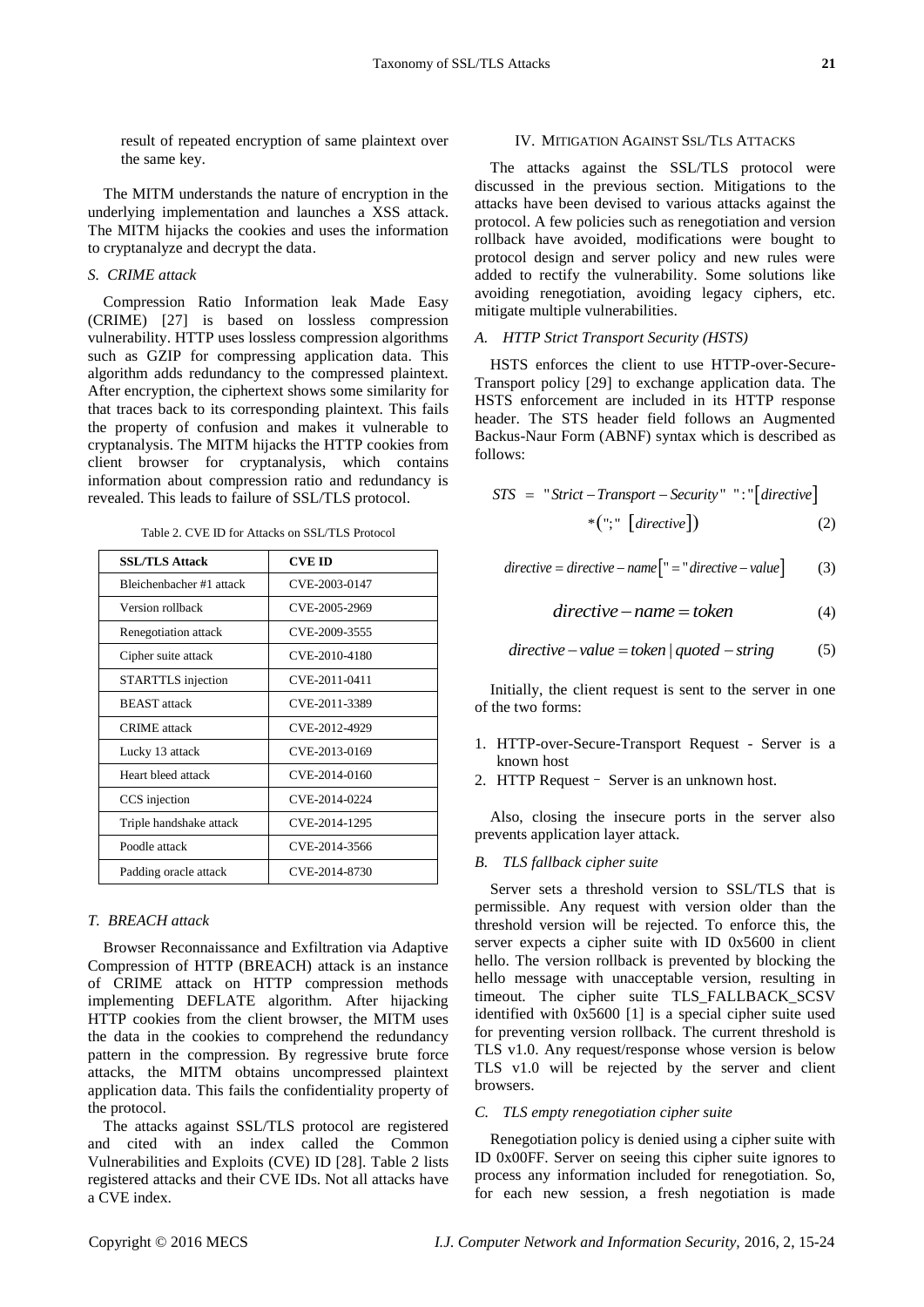result of repeated encryption of same plaintext over the same key.

The MITM understands the nature of encryption in the underlying implementation and launches a XSS attack. The MITM hijacks the cookies and uses the information to cryptanalyze and decrypt the data.

### *S. CRIME attack*

Compression Ratio Information leak Made Easy (CRIME) [27] is based on lossless compression vulnerability. HTTP uses lossless compression algorithms such as GZIP for compressing application data. This algorithm adds redundancy to the compressed plaintext. After encryption, the ciphertext shows some similarity for that traces back to its corresponding plaintext. This fails the property of confusion and makes it vulnerable to cryptanalysis. The MITM hijacks the HTTP cookies from client browser for cryptanalysis, which contains information about compression ratio and redundancy is revealed. This leads to failure of SSL/TLS protocol.

Table 2. CVE ID for Attacks on SSL/TLS Protocol

| SSL/TLS Attack | CVE ID |
|---|---|
| Bleichenbacher #1 attack | CVE-2003-0147 |
| Version rollback | CVE-2005-2969 |
| Renegotiation attack | CVE-2009-3555 |
| Cipher suite attack | CVE-2010-4180 |
| STARTTLS injection | CVE-2011-0411 |
| BEAST attack | CVE-2011-3389 |
| CRIME attack | CVE-2012-4929 |
| Lucky 13 attack | CVE-2013-0169 |
| Heart bleed attack | CVE-2014-0160 |
| CCS injection | CVE-2014-0224 |
| Triple handshake attack | CVE-2014-1295 |
| Poodle attack | CVE-2014-3566 |
| Padding oracle attack | CVE-2014-8730 |

### *T. BREACH attack*

Browser Reconnaissance and Exfiltration via Adaptive Compression of HTTP (BREACH) attack is an instance of CRIME attack on HTTP compression methods implementing DEFLATE algorithm. After hijacking HTTP cookies from the client browser, the MITM uses the data in the cookies to comprehend the redundancy pattern in the compression. By regressive brute force attacks, the MITM obtains uncompressed plaintext application data. This fails the confidentiality property of the protocol.

The attacks against SSL/TLS protocol are registered and cited with an index called the Common Vulnerabilities and Exploits (CVE) ID [28]. Table 2 lists registered attacks and their CVE IDs. Not all attacks have a CVE index.

## IV. Mitigation Against SSL/TLS Attacks

The attacks against the SSL/TLS protocol were discussed in the previous section. Mitigations to the attacks have been devised to various attacks against the protocol. A few policies such as renegotiation and version rollback have avoided, modifications were bought to protocol design and server policy and new rules were added to rectify the vulnerability. Some solutions like avoiding renegotiation, avoiding legacy ciphers, etc. mitigate multiple vulnerabilities.

### *A. HTTP Strict Transport Security (HSTS)*

HSTS enforces the client to use HTTP-over-Secure-Transport policy [29] to exchange application data. The HSTS enforcement are included in its HTTP response header. The STS header field follows an Augmented Backus-Naur Form (ABNF) syntax which is described as follows:

$$STS \;=\; \text{"}Strict-Transport-Security\text{"}\;\;\text{":"}\left[directive\right] \\ *\left(\text{";"}\;\;\left[directive\right]\right) \tag{2}$$

$$directive = directive-name\left[\text{"="}directive-value\right] \tag{3}$$

$$directive-name = token \tag{4}$$

$$directive-value = token \,|\, quoted-string \tag{5}$$

Initially, the client request is sent to the server in one of the two forms:

1. HTTP-over-Secure-Transport Request - Server is a known host
2. HTTP Request – Server is an unknown host.

Also, closing the insecure ports in the server also prevents application layer attack.

### *B. TLS fallback cipher suite*

Server sets a threshold version to SSL/TLS that is permissible. Any request with version older than the threshold version will be rejected. To enforce this, the server expects a cipher suite with ID 0x5600 in client hello. The version rollback is prevented by blocking the hello message with unacceptable version, resulting in timeout. The cipher suite TLS_FALLBACK_SCSV identified with 0x5600 [1] is a special cipher suite used for preventing version rollback. The current threshold is TLS v1.0. Any request/response whose version is below TLS v1.0 will be rejected by the server and client browsers.

### *C. TLS empty renegotiation cipher suite*

Renegotiation policy is denied using a cipher suite with ID 0x00FF. Server on seeing this cipher suite ignores to process any information included for renegotiation. So, for each new session, a fresh negotiation is made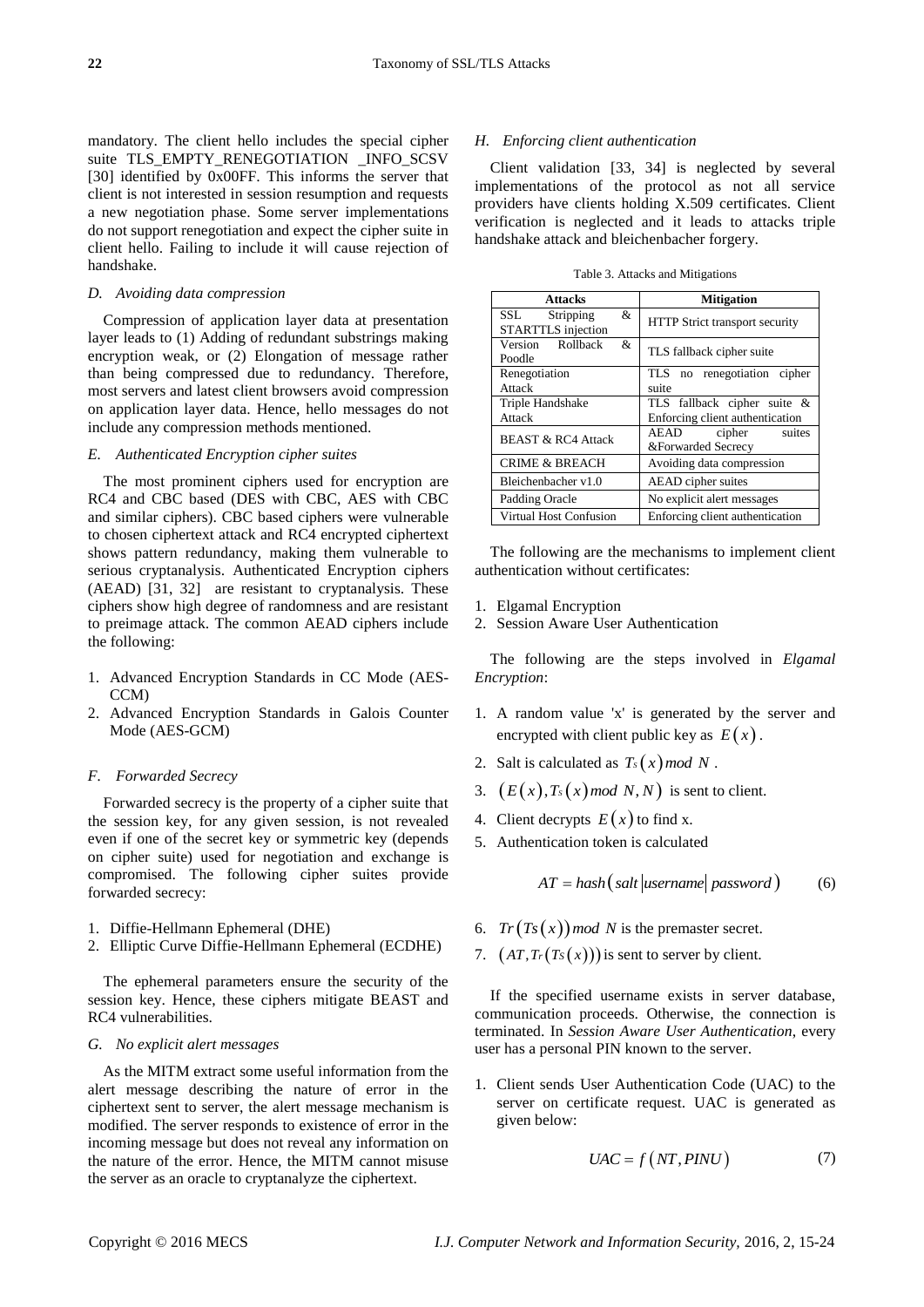mandatory. The client hello includes the special cipher suite TLS_EMPTY_RENEGOTIATION _INFO_SCSV [30] identified by 0x00FF. This informs the server that client is not interested in session resumption and requests a new negotiation phase. Some server implementations do not support renegotiation and expect the cipher suite in client hello. Failing to include it will cause rejection of handshake.

### *D. Avoiding data compression*

Compression of application layer data at presentation layer leads to (1) Adding of redundant substrings making encryption weak, or (2) Elongation of message rather than being compressed due to redundancy. Therefore, most servers and latest client browsers avoid compression on application layer data. Hence, hello messages do not include any compression methods mentioned.

### *E. Authenticated Encryption cipher suites*

The most prominent ciphers used for encryption are RC4 and CBC based (DES with CBC, AES with CBC and similar ciphers). CBC based ciphers were vulnerable to chosen ciphertext attack and RC4 encrypted ciphertext shows pattern redundancy, making them vulnerable to serious cryptanalysis. Authenticated Encryption ciphers (AEAD) [31, 32] are resistant to cryptanalysis. These ciphers show high degree of randomness and are resistant to preimage attack. The common AEAD ciphers include the following:

1. Advanced Encryption Standards in CC Mode (AES-CCM)
2. Advanced Encryption Standards in Galois Counter Mode (AES-GCM)

### *F. Forwarded Secrecy*

Forwarded secrecy is the property of a cipher suite that the session key, for any given session, is not revealed even if one of the secret key or symmetric key (depends on cipher suite) used for negotiation and exchange is compromised. The following cipher suites provide forwarded secrecy:

1. Diffie-Hellmann Ephemeral (DHE)
2. Elliptic Curve Diffie-Hellmann Ephemeral (ECDHE)

The ephemeral parameters ensure the security of the session key. Hence, these ciphers mitigate BEAST and RC4 vulnerabilities.

### *G. No explicit alert messages*

As the MITM extract some useful information from the alert message describing the nature of error in the ciphertext sent to server, the alert message mechanism is modified. The server responds to existence of error in the incoming message but does not reveal any information on the nature of the error. Hence, the MITM cannot misuse the server as an oracle to cryptanalyze the ciphertext.

### *H. Enforcing client authentication*

Client validation [33, 34] is neglected by several implementations of the protocol as not all service providers have clients holding X.509 certificates. Client verification is neglected and it leads to attacks triple handshake attack and bleichenbacher forgery.

Table 3. Attacks and Mitigations

| Attacks | Mitigation |
|---|---|
| SSL Stripping & STARTTLS injection | HTTP Strict transport security |
| Version Rollback & Poodle | TLS fallback cipher suite |
| Renegotiation Attack | TLS no renegotiation cipher suite |
| Triple Handshake Attack | TLS fallback cipher suite & Enforcing client authentication |
| BEAST & RC4 Attack | AEAD cipher suites &Forwarded Secrecy |
| CRIME & BREACH | Avoiding data compression |
| Bleichenbacher v1.0 | AEAD cipher suites |
| Padding Oracle | No explicit alert messages |
| Virtual Host Confusion | Enforcing client authentication |

The following are the mechanisms to implement client authentication without certificates:

1. Elgamal Encryption
2. Session Aware User Authentication

The following are the steps involved in *Elgamal Encryption*:

1. A random value 'x' is generated by the server and encrypted with client public key as $E(x)$.
2. Salt is calculated as $T_s(x) \, mod \; N$.
3. $(E(x), T_s(x) \, mod \; N, N)$ is sent to client.
4. Client decrypts $E(x)$ to find x.
5. Authentication token is calculated

$$AT = hash(salt \,|username|\, password) \tag{6}$$

6. $Tr(Ts(x)) \, mod \; N$ is the premaster secret.
7. $(AT, T_r(T_S(x)))$ is sent to server by client.

If the specified username exists in server database, communication proceeds. Otherwise, the connection is terminated. In *Session Aware User Authentication*, every user has a personal PIN known to the server.

1. Client sends User Authentication Code (UAC) to the server on certificate request. UAC is generated as given below:

$$UAC = f(NT, PINU) \tag{7}$$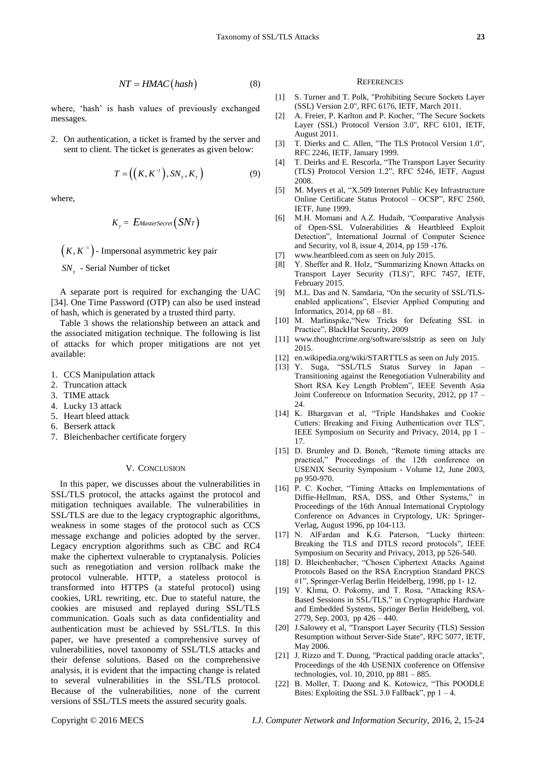$$NT = HMAC(hash) \tag{8}$$

where, 'hash' is hash values of previously exchanged messages.

2. On authentication, a ticket is framed by the server and sent to client. The ticket is generates as given below:

$$T = \left(\left(K, K^{-1}\right), SN_T, K_T\right) \tag{9}$$

where,

$$K_T = E_{MasterSecret}\left(SN_T\right)$$

$\left(K, K^{-1}\right)$ - Impersonal asymmetric key pair

$SN_T$ - Serial Number of ticket

A separate port is required for exchanging the UAC [34]. One Time Password (OTP) can also be used instead of hash, which is generated by a trusted third party.

Table 3 shows the relationship between an attack and the associated mitigation technique. The following is list of attacks for which proper mitigations are not yet available:

1. CCS Manipulation attack
2. Truncation attack
3. TIME attack
4. Lucky 13 attack
5. Heart bleed attack
6. Berserk attack
7. Bleichenbacher certificate forgery

## V. Conclusion

In this paper, we discusses about the vulnerabilities in SSL/TLS protocol, the attacks against the protocol and mitigation techniques available. The vulnerabilities in SSL/TLS are due to the legacy cryptographic algorithms, weakness in some stages of the protocol such as CCS message exchange and policies adopted by the server. Legacy encryption algorithms such as CBC and RC4 make the ciphertext vulnerable to cryptanalysis. Policies such as renegotiation and version rollback make the protocol vulnerable. HTTP, a stateless protocol is transformed into HTTPS (a stateful protocol) using cookies, URL rewriting, etc. Due to stateful nature, the cookies are misused and replayed during SSL/TLS communication. Goals such as data confidentiality and authentication must be achieved by SSL/TLS. In this paper, we have presented a comprehensive survey of vulnerabilities, novel taxonomy of SSL/TLS attacks and their defense solutions. Based on the comprehensive analysis, it is evident that the impacting change is related to several vulnerabilities in the SSL/TLS protocol. Because of the vulnerabilities, none of the current versions of SSL/TLS meets the assured security goals.

## References

[1] S. Turner and T. Polk, "Prohibiting Secure Sockets Layer (SSL) Version 2.0", RFC 6176, IETF, March 2011.

[2] A. Freier, P. Karlton and P. Kocher, "The Secure Sockets Layer (SSL) Protocol Version 3.0", RFC 6101, IETF, August 2011.

[3] T. Dierks and C. Allen, "The TLS Protocol Version 1.0", RFC 2246, IETF, January 1999.

[4] T. Deirks and E. Rescorla, "The Transport Layer Security (TLS) Protocol Version 1.2", RFC 5246, IETF, August 2008.

[5] M. Myers et al, "X.509 Internet Public Key Infrastructure Online Certificate Status Protocol – OCSP", RFC 2560, IETF, June 1999.

[6] M.H. Momani and A.Z. Hudaib, "Comparative Analysis of Open-SSL Vulnerabilities & Heartbleed Exploit Detection", International Journal of Computer Science and Security, vol 8, issue 4, 2014, pp 159 -176.

[7] www.heartbleed.com as seen on July 2015.

[8] Y. Sheffer and R. Holz, "Summarizing Known Attacks on Transport Layer Security (TLS)", RFC 7457, IETF, February 2015.

[9] M.L. Das and N. Samdaria, "On the security of SSL/TLS-enabled applications", Elsevier Applied Computing and Informatics, 2014, pp 68 – 81.

[10] M. Marlinspike,"New Tricks for Defeating SSL in Practice", BlackHat Security, 2009

[11] www.thoughtcrime.org/software/sslstrip as seen on July 2015.

[12] en.wikipedia.org/wiki/STARTTLS as seen on July 2015.

[13] Y. Suga, "SSL/TLS Status Survey in Japan – Transitioning against the Renegotiation Vulnerability and Short RSA Key Length Problem", IEEE Seventh Asia Joint Conference on Information Security, 2012, pp 17 – 24.

[14] K. Bhargavan et al, "Triple Handshakes and Cookie Cutters: Breaking and Fixing Authentication over TLS", IEEE Symposium on Security and Privacy, 2014, pp 1 – 17.

[15] D. Brumley and D. Boneh, "Remote timing attacks are practical," Proceedings of the 12th conference on USENIX Security Symposium - Volume 12, June 2003, pp 950-970.

[16] P. C. Kocher, "Timing Attacks on Implementations of Diffie-Hellman, RSA, DSS, and Other Systems," in Proceedings of the 16th Annual International Cryptology Conference on Advances in Cryptology, UK: Springer-Verlag, August 1996, pp 104-113.

[17] N. AlFardan and K.G. Paterson, "Lucky thirteen: Breaking the TLS and DTLS record protocols", IEEE Symposium on Security and Privacy, 2013, pp 526-540.

[18] D. Bleichenbacher, "Chosen Ciphertext Attacks Against Protocols Based on the RSA Encryption Standard PKCS #1", Springer-Verlag Berlin Heidelberg, 1998, pp 1- 12.

[19] V. Klıma, O. Pokorny, and T. Rosa, "Attacking RSA-Based Sessions in SSL/TLS," in Cryptographic Hardware and Embedded Systems, Springer Berlin Heidelberg, vol. 2779, Sep. 2003, pp 426 – 440.

[20] J.Salowey et al, "Transport Layer Security (TLS) Session Resumption without Server-Side State", RFC 5077, IETF, May 2006.

[21] J. Rizzo and T. Duong, "Practical padding oracle attacks", Proceedings of the 4th USENIX conference on Offensive technologies, vol. 10, 2010, pp 881 – 885.

[22] B. Moller, T. Duong and K. Kotowicz, "This POODLE Bites: Exploiting the SSL 3.0 Fallback", pp 1 – 4.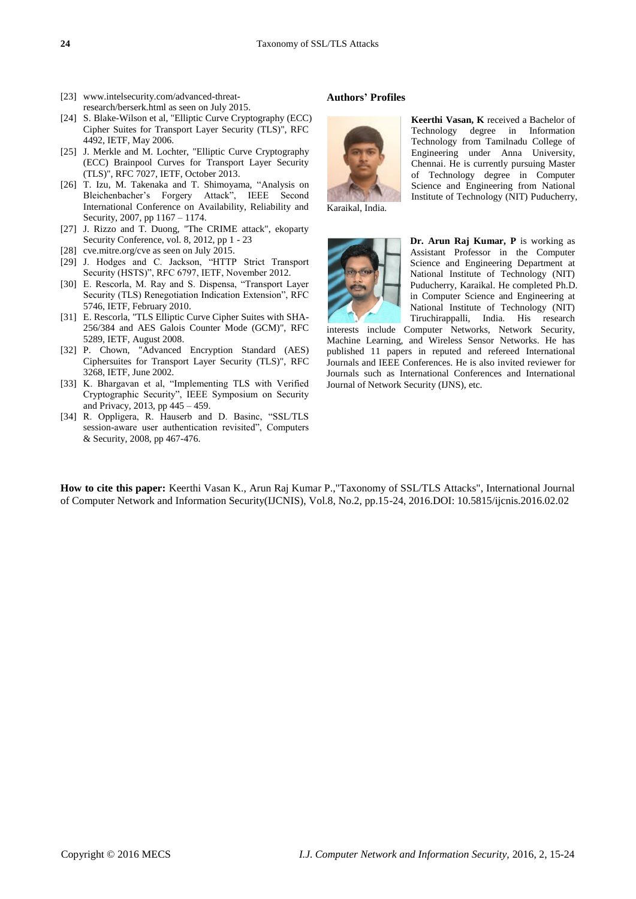[23] www.intelsecurity.com/advanced-threat-research/berserk.html as seen on July 2015.

[24] S. Blake-Wilson et al, "Elliptic Curve Cryptography (ECC) Cipher Suites for Transport Layer Security (TLS)", RFC 4492, IETF, May 2006.

[25] J. Merkle and M. Lochter, "Elliptic Curve Cryptography (ECC) Brainpool Curves for Transport Layer Security (TLS)", RFC 7027, IETF, October 2013.

[26] T. Izu, M. Takenaka and T. Shimoyama, "Analysis on Bleichenbacher's Forgery Attack", IEEE Second International Conference on Availability, Reliability and Security, 2007, pp 1167 – 1174.

[27] J. Rizzo and T. Duong, "The CRIME attack", ekoparty Security Conference, vol. 8, 2012, pp 1 - 23

[28] cve.mitre.org/cve as seen on July 2015.

[29] J. Hodges and C. Jackson, "HTTP Strict Transport Security (HSTS)", RFC 6797, IETF, November 2012.

[30] E. Rescorla, M. Ray and S. Dispensa, "Transport Layer Security (TLS) Renegotiation Indication Extension", RFC 5746, IETF, February 2010.

[31] E. Rescorla, "TLS Elliptic Curve Cipher Suites with SHA-256/384 and AES Galois Counter Mode (GCM)", RFC 5289, IETF, August 2008.

[32] P. Chown, "Advanced Encryption Standard (AES) Ciphersuites for Transport Layer Security (TLS)", RFC 3268, IETF, June 2002.

[33] K. Bhargavan et al, "Implementing TLS with Verified Cryptographic Security", IEEE Symposium on Security and Privacy, 2013, pp 445 – 459.

[34] R. Oppligera, R. Hauserb and D. Basinc, "SSL/TLS session-aware user authentication revisited", Computers & Security, 2008, pp 467-476.

## Authors' Profiles

**Keerthi Vasan, K** received a Bachelor of Technology degree in Information Technology from Tamilnadu College of Engineering under Anna University, Chennai. He is currently pursuing Master of Technology degree in Computer Science and Engineering from National Institute of Technology (NIT) Puducherry, Karaikal, India.

**Dr. Arun Raj Kumar, P** is working as Assistant Professor in the Computer Science and Engineering Department at National Institute of Technology (NIT) Puducherry, Karaikal. He completed Ph.D. in Computer Science and Engineering at National Institute of Technology (NIT) Tiruchirappalli, India. His research interests include Computer Networks, Network Security, Machine Learning, and Wireless Sensor Networks. He has published 11 papers in reputed and refereed International Journals and IEEE Conferences. He is also invited reviewer for Journals such as International Conferences and International Journal of Network Security (IJNS), etc.

**How to cite this paper:** Keerthi Vasan K., Arun Raj Kumar P.,"Taxonomy of SSL/TLS Attacks", International Journal of Computer Network and Information Security(IJCNIS), Vol.8, No.2, pp.15-24, 2016.DOI: 10.5815/ijcnis.2016.02.02